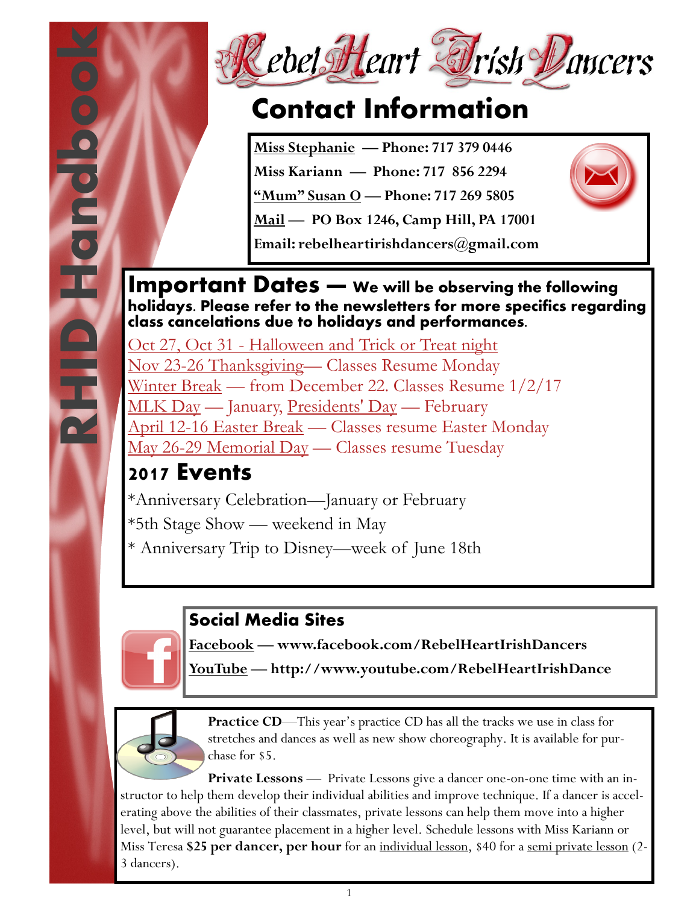# Rebel Heart Irish Dancers

RHID Handbook

## Contact Information

**Miss Stephanie — Phone: 717 379 0446**

**Miss Kariann — Phone: 717 856 2294**

**"Mum" Susan O — Phone: 717 269 5805**

**Mail — PO Box 1246, Camp Hill, PA 17001**

**Email: rebelheartirishdancers@gmail.com**

## Important Dates — We will be observing the following holidays. Please refer to the newsletters for more specifics regarding class cancelations due to holidays and performances.

Oct 27, Oct 31 - Halloween and Trick or Treat night

Nov 23-26 Thanksgiving— Classes Resume Monday

Winter Break — from December 22. Classes Resume 1/2/17

MLK Day — January, Presidents' Day — February

April 12-16 Easter Break — Classes resume Easter Monday

May 26-29 Memorial Day — Classes resume Tuesday

## 2017 Events

*Anniversary Celebration—January or February

*5th Stage Show — weekend in May

* Anniversary Trip to Disney—week of June 18th

## Social Media Sites

**Facebook — www.facebook.com/RebelHeartIrishDancers**

**YouTube — http://www.youtube.com/RebelHeartIrishDance**

**Practice CD**—This year's practice CD has all the tracks we use in class for stretches and dances as well as new show choreography. It is available for purchase for $5.

**Private Lessons** — Private Lessons give a dancer one-on-one time with an instructor to help them develop their individual abilities and improve technique. If a dancer is accelerating above the abilities of their classmates, private lessons can help them move into a higher level, but will not guarantee placement in a higher level. Schedule lessons with Miss Kariann or Miss Teresa **$25 per dancer, per hour** for an individual lesson, $40 for a semi private lesson (2-3 dancers).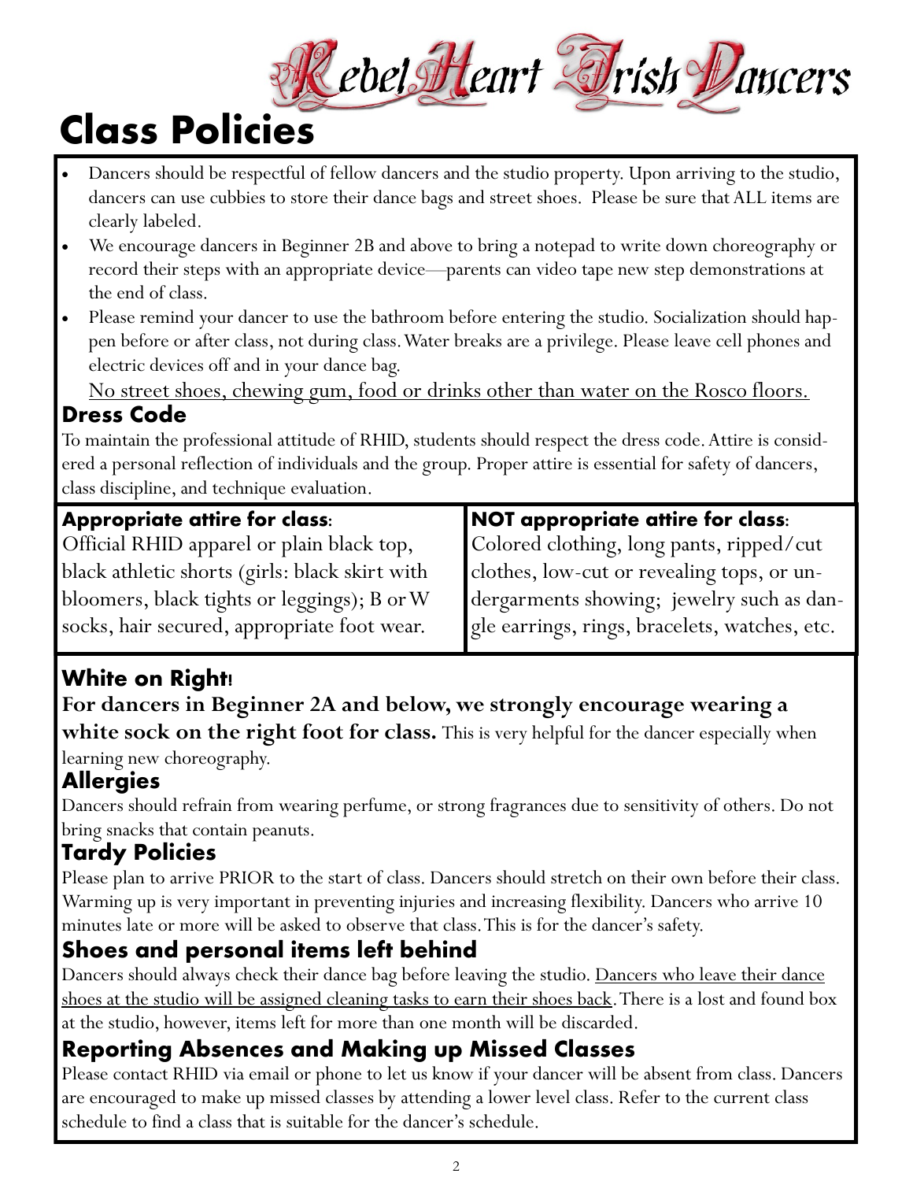Rebel Heart Irish Dancers

# Class Policies

- Dancers should be respectful of fellow dancers and the studio property. Upon arriving to the studio, dancers can use cubbies to store their dance bags and street shoes. Please be sure that ALL items are clearly labeled.
- We encourage dancers in Beginner 2B and above to bring a notepad to write down choreography or record their steps with an appropriate device—parents can video tape new step demonstrations at the end of class.
- Please remind your dancer to use the bathroom before entering the studio. Socialization should happen before or after class, not during class. Water breaks are a privilege. Please leave cell phones and electric devices off and in your dance bag.

<u>No street shoes, chewing gum, food or drinks other than water on the Rosco floors.</u>

## Dress Code

To maintain the professional attitude of RHID, students should respect the dress code. Attire is considered a personal reflection of individuals and the group. Proper attire is essential for safety of dancers, class discipline, and technique evaluation.

| **Appropriate attire for class**: | **NOT appropriate attire for class**: |
| --- | --- |
| Official RHID apparel or plain black top, black athletic shorts (girls: black skirt with bloomers, black tights or leggings); B or W socks, hair secured, appropriate foot wear. | Colored clothing, long pants, ripped/cut clothes, low-cut or revealing tops, or undergarments showing; jewelry such as dangle earrings, rings, bracelets, watches, etc. |

## White on Right!

**For dancers in Beginner 2A and below, we strongly encourage wearing a white sock on the right foot for class.** This is very helpful for the dancer especially when learning new choreography.

## Allergies

Dancers should refrain from wearing perfume, or strong fragrances due to sensitivity of others. Do not bring snacks that contain peanuts.

## Tardy Policies

Please plan to arrive PRIOR to the start of class. Dancers should stretch on their own before their class. Warming up is very important in preventing injuries and increasing flexibility. Dancers who arrive 10 minutes late or more will be asked to observe that class. This is for the dancer's safety.

## Shoes and personal items left behind

Dancers should always check their dance bag before leaving the studio. <u>Dancers who leave their dance shoes at the studio will be assigned cleaning tasks to earn their shoes back</u>. There is a lost and found box at the studio, however, items left for more than one month will be discarded.

## Reporting Absences and Making up Missed Classes

Please contact RHID via email or phone to let us know if your dancer will be absent from class. Dancers are encouraged to make up missed classes by attending a lower level class. Refer to the current class schedule to find a class that is suitable for the dancer's schedule.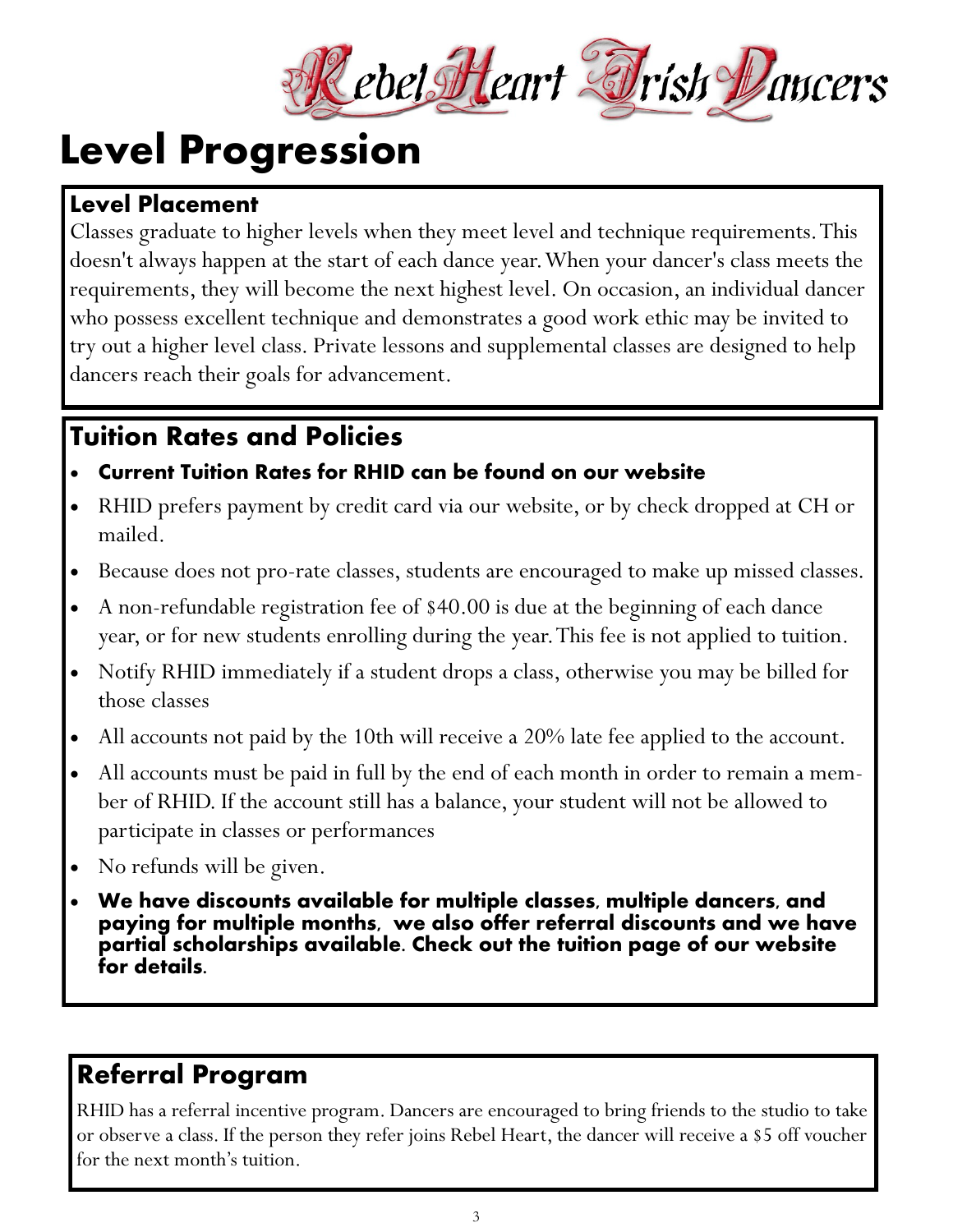# Level Progression

## Level Placement

Classes graduate to higher levels when they meet level and technique requirements. This doesn't always happen at the start of each dance year. When your dancer's class meets the requirements, they will become the next highest level. On occasion, an individual dancer who possess excellent technique and demonstrates a good work ethic may be invited to try out a higher level class. Private lessons and supplemental classes are designed to help dancers reach their goals for advancement.

## Tuition Rates and Policies

- **Current Tuition Rates for RHID can be found on our website**
- RHID prefers payment by credit card via our website, or by check dropped at CH or mailed.
- Because does not pro-rate classes, students are encouraged to make up missed classes.
- A non-refundable registration fee of $40.00 is due at the beginning of each dance year, or for new students enrolling during the year. This fee is not applied to tuition.
- Notify RHID immediately if a student drops a class, otherwise you may be billed for those classes
- All accounts not paid by the 10th will receive a 20% late fee applied to the account.
- All accounts must be paid in full by the end of each month in order to remain a member of RHID. If the account still has a balance, your student will not be allowed to participate in classes or performances
- No refunds will be given.
- **We have discounts available for multiple classes, multiple dancers, and paying for multiple months, we also offer referral discounts and we have partial scholarships available. Check out the tuition page of our website for details.**

## Referral Program

RHID has a referral incentive program. Dancers are encouraged to bring friends to the studio to take or observe a class. If the person they refer joins Rebel Heart, the dancer will receive a $5 off voucher for the next month's tuition.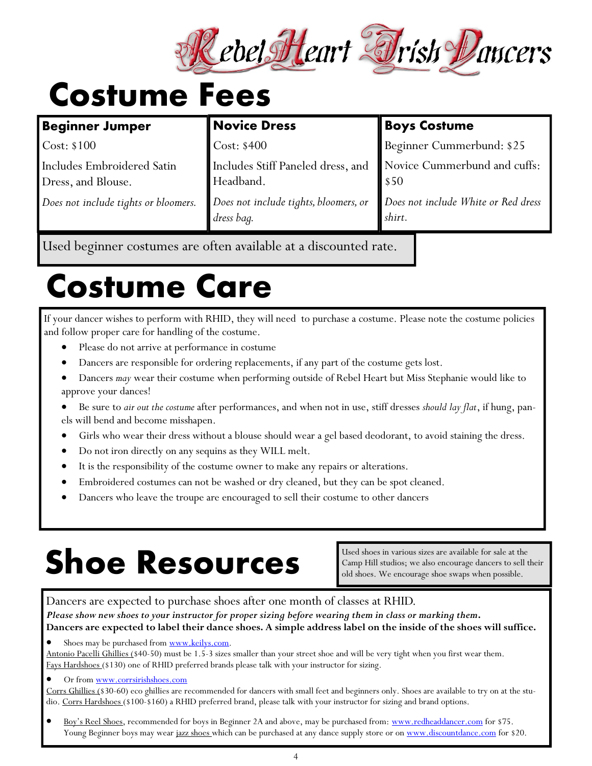Rebel Heart Irish Dancers

# Costume Fees

| **Beginner Jumper** | **Novice Dress** | **Boys Costume** |
|---|---|---|
| Cost: $100 | Cost: $400 | Beginner Cummerbund: $25 |
| Includes Embroidered Satin Dress, and Blouse. | Includes Stiff Paneled dress, and Headband. | Novice Cummerbund and cuffs: $50 |
| *Does not include tights or bloomers.* | *Does not include tights, bloomers, or dress bag.* | *Does not include White or Red dress shirt.* |

Used beginner costumes are often available at a discounted rate.

# Costume Care

If your dancer wishes to perform with RHID, they will need to purchase a costume. Please note the costume policies and follow proper care for handling of the costume.

- Please do not arrive at performance in costume
- Dancers are responsible for ordering replacements, if any part of the costume gets lost.
- Dancers *may* wear their costume when performing outside of Rebel Heart but Miss Stephanie would like to approve your dances!
- Be sure to *air out the costume* after performances, and when not in use, stiff dresses *should lay flat*, if hung, panels will bend and become misshapen.
- Girls who wear their dress without a blouse should wear a gel based deodorant, to avoid staining the dress.
- Do not iron directly on any sequins as they WILL melt.
- It is the responsibility of the costume owner to make any repairs or alterations.
- Embroidered costumes can not be washed or dry cleaned, but they can be spot cleaned.
- Dancers who leave the troupe are encouraged to sell their costume to other dancers

# Shoe Resources

Used shoes in various sizes are available for sale at the Camp Hill studios; we also encourage dancers to sell their old shoes. We encourage shoe swaps when possible.

Dancers are expected to purchase shoes after one month of classes at RHID.

***Please show new shoes to your instructor for proper sizing before wearing them in class or marking them.***

**Dancers are expected to label their dance shoes. A simple address label on the inside of the shoes will suffice.**

- Shoes may be purchased from www.keilys.com.

Antonio Pacelli Ghillies ($40-50) must be 1.5-3 sizes smaller than your street shoe and will be very tight when you first wear them. Fays Hardshoes ($130) one of RHID preferred brands please talk with your instructor for sizing.

- Or from www.corrsirishshoes.com

Corrs Ghillies ($30-60) eco ghillies are recommended for dancers with small feet and beginners only. Shoes are available to try on at the studio. Corrs Hardshoes ($100-$160) a RHID preferred brand, please talk with your instructor for sizing and brand options.

- Boy's Reel Shoes, recommended for boys in Beginner 2A and above, may be purchased from: www.redheaddancer.com for $75. Young Beginner boys may wear jazz shoes which can be purchased at any dance supply store or on www.discountdance.com for $20.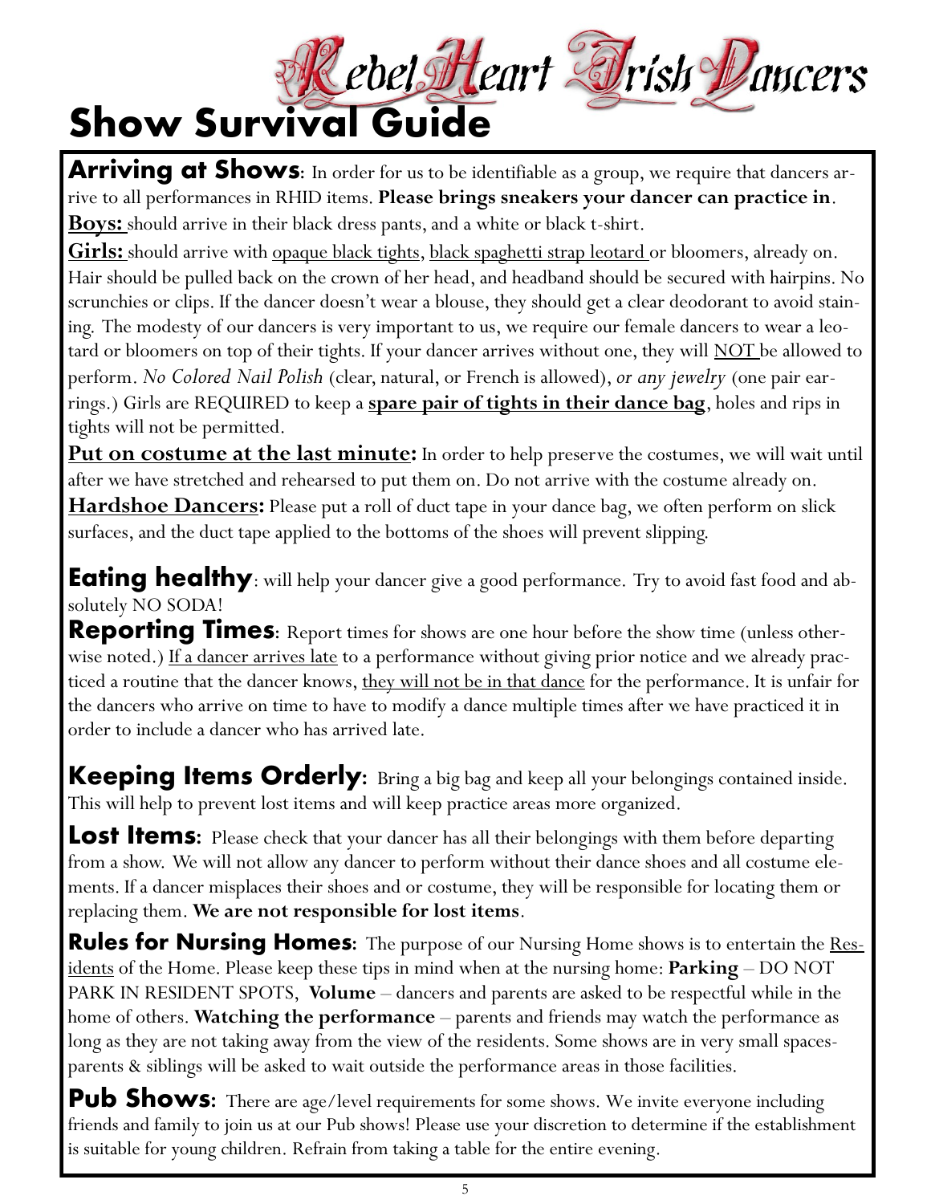# Rebel Heart Irish Dancers

# Show Survival Guide

**Arriving at Shows**: In order for us to be identifiable as a group, we require that dancers arrive to all performances in RHID items. **Please brings sneakers your dancer can practice in**.

**Boys:** should arrive in their black dress pants, and a white or black t-shirt.

**Girls:** should arrive with opaque black tights, black spaghetti strap leotard or bloomers, already on. Hair should be pulled back on the crown of her head, and headband should be secured with hairpins. No scrunchies or clips. If the dancer doesn't wear a blouse, they should get a clear deodorant to avoid staining. The modesty of our dancers is very important to us, we require our female dancers to wear a leotard or bloomers on top of their tights. If your dancer arrives without one, they will NOT be allowed to perform. *No Colored Nail Polish* (clear, natural, or French is allowed), *or any jewelry* (one pair earrings.) Girls are REQUIRED to keep a **spare pair of tights in their dance bag**, holes and rips in tights will not be permitted.

**Put on costume at the last minute:** In order to help preserve the costumes, we will wait until after we have stretched and rehearsed to put them on. Do not arrive with the costume already on.

**Hardshoe Dancers:** Please put a roll of duct tape in your dance bag, we often perform on slick surfaces, and the duct tape applied to the bottoms of the shoes will prevent slipping.

**Eating healthy**: will help your dancer give a good performance. Try to avoid fast food and absolutely NO SODA!

**Reporting Times**: Report times for shows are one hour before the show time (unless otherwise noted.) If a dancer arrives late to a performance without giving prior notice and we already practiced a routine that the dancer knows, they will not be in that dance for the performance. It is unfair for the dancers who arrive on time to have to modify a dance multiple times after we have practiced it in order to include a dancer who has arrived late.

**Keeping Items Orderly**: Bring a big bag and keep all your belongings contained inside. This will help to prevent lost items and will keep practice areas more organized.

**Lost Items**: Please check that your dancer has all their belongings with them before departing from a show. We will not allow any dancer to perform without their dance shoes and all costume elements. If a dancer misplaces their shoes and or costume, they will be responsible for locating them or replacing them. **We are not responsible for lost items**.

**Rules for Nursing Homes**: The purpose of our Nursing Home shows is to entertain the Residents of the Home. Please keep these tips in mind when at the nursing home: **Parking** – DO NOT PARK IN RESIDENT SPOTS, **Volume** – dancers and parents are asked to be respectful while in the home of others. **Watching the performance** – parents and friends may watch the performance as long as they are not taking away from the view of the residents. Some shows are in very small spaces-parents & siblings will be asked to wait outside the performance areas in those facilities.

**Pub Shows**: There are age/level requirements for some shows. We invite everyone including friends and family to join us at our Pub shows! Please use your discretion to determine if the establishment is suitable for young children. Refrain from taking a table for the entire evening.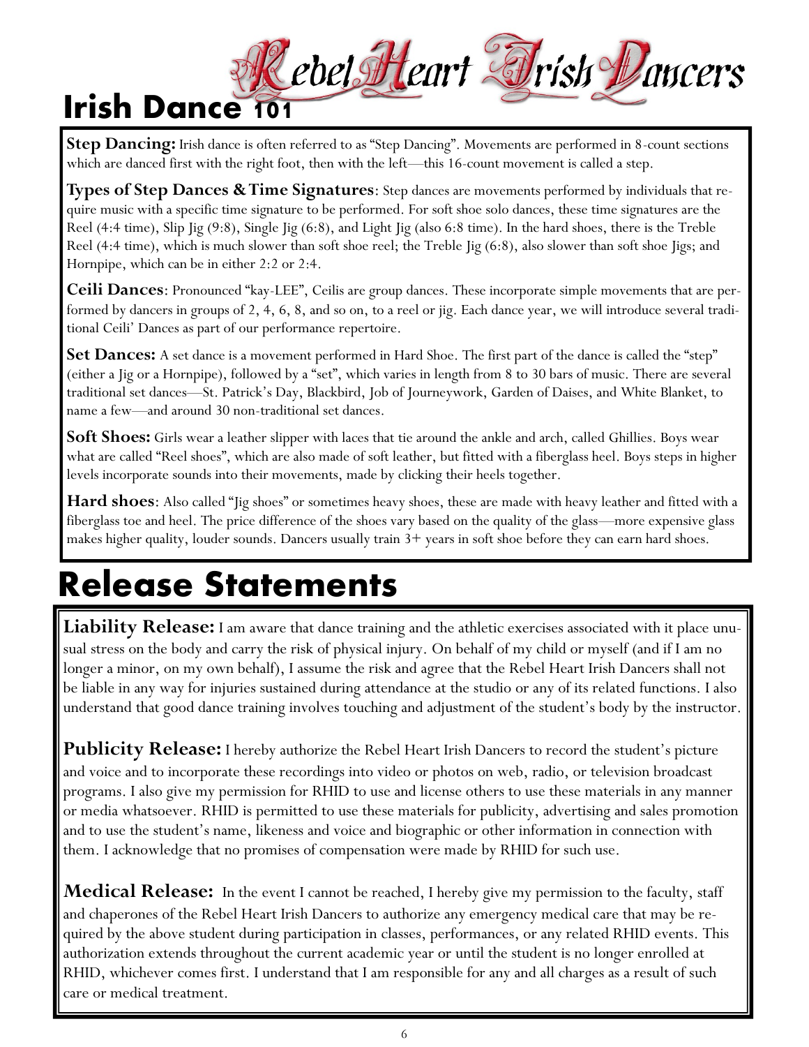# Irish Dance 101

Rebel Heart Irish Dancers

**Step Dancing:** Irish dance is often referred to as "Step Dancing". Movements are performed in 8-count sections which are danced first with the right foot, then with the left—this 16-count movement is called a step.

**Types of Step Dances & Time Signatures**: Step dances are movements performed by individuals that require music with a specific time signature to be performed. For soft shoe solo dances, these time signatures are the Reel (4:4 time), Slip Jig (9:8), Single Jig (6:8), and Light Jig (also 6:8 time). In the hard shoes, there is the Treble Reel (4:4 time), which is much slower than soft shoe reel; the Treble Jig (6:8), also slower than soft shoe Jigs; and Hornpipe, which can be in either 2:2 or 2:4.

**Ceili Dances**: Pronounced "kay-LEE", Ceilis are group dances. These incorporate simple movements that are performed by dancers in groups of 2, 4, 6, 8, and so on, to a reel or jig. Each dance year, we will introduce several traditional Ceili' Dances as part of our performance repertoire.

**Set Dances:** A set dance is a movement performed in Hard Shoe. The first part of the dance is called the "step" (either a Jig or a Hornpipe), followed by a "set", which varies in length from 8 to 30 bars of music. There are several traditional set dances—St. Patrick's Day, Blackbird, Job of Journeywork, Garden of Daises, and White Blanket, to name a few—and around 30 non-traditional set dances.

**Soft Shoes:** Girls wear a leather slipper with laces that tie around the ankle and arch, called Ghillies. Boys wear what are called "Reel shoes", which are also made of soft leather, but fitted with a fiberglass heel. Boys steps in higher levels incorporate sounds into their movements, made by clicking their heels together.

**Hard shoes**: Also called "Jig shoes" or sometimes heavy shoes, these are made with heavy leather and fitted with a fiberglass toe and heel. The price difference of the shoes vary based on the quality of the glass—more expensive glass makes higher quality, louder sounds. Dancers usually train 3+ years in soft shoe before they can earn hard shoes.

# Release Statements

**Liability Release:** I am aware that dance training and the athletic exercises associated with it place unusual stress on the body and carry the risk of physical injury. On behalf of my child or myself (and if I am no longer a minor, on my own behalf), I assume the risk and agree that the Rebel Heart Irish Dancers shall not be liable in any way for injuries sustained during attendance at the studio or any of its related functions. I also understand that good dance training involves touching and adjustment of the student's body by the instructor.

**Publicity Release:** I hereby authorize the Rebel Heart Irish Dancers to record the student's picture and voice and to incorporate these recordings into video or photos on web, radio, or television broadcast programs. I also give my permission for RHID to use and license others to use these materials in any manner or media whatsoever. RHID is permitted to use these materials for publicity, advertising and sales promotion and to use the student's name, likeness and voice and biographic or other information in connection with them. I acknowledge that no promises of compensation were made by RHID for such use.

**Medical Release:** In the event I cannot be reached, I hereby give my permission to the faculty, staff and chaperones of the Rebel Heart Irish Dancers to authorize any emergency medical care that may be required by the above student during participation in classes, performances, or any related RHID events. This authorization extends throughout the current academic year or until the student is no longer enrolled at RHID, whichever comes first. I understand that I am responsible for any and all charges as a result of such care or medical treatment.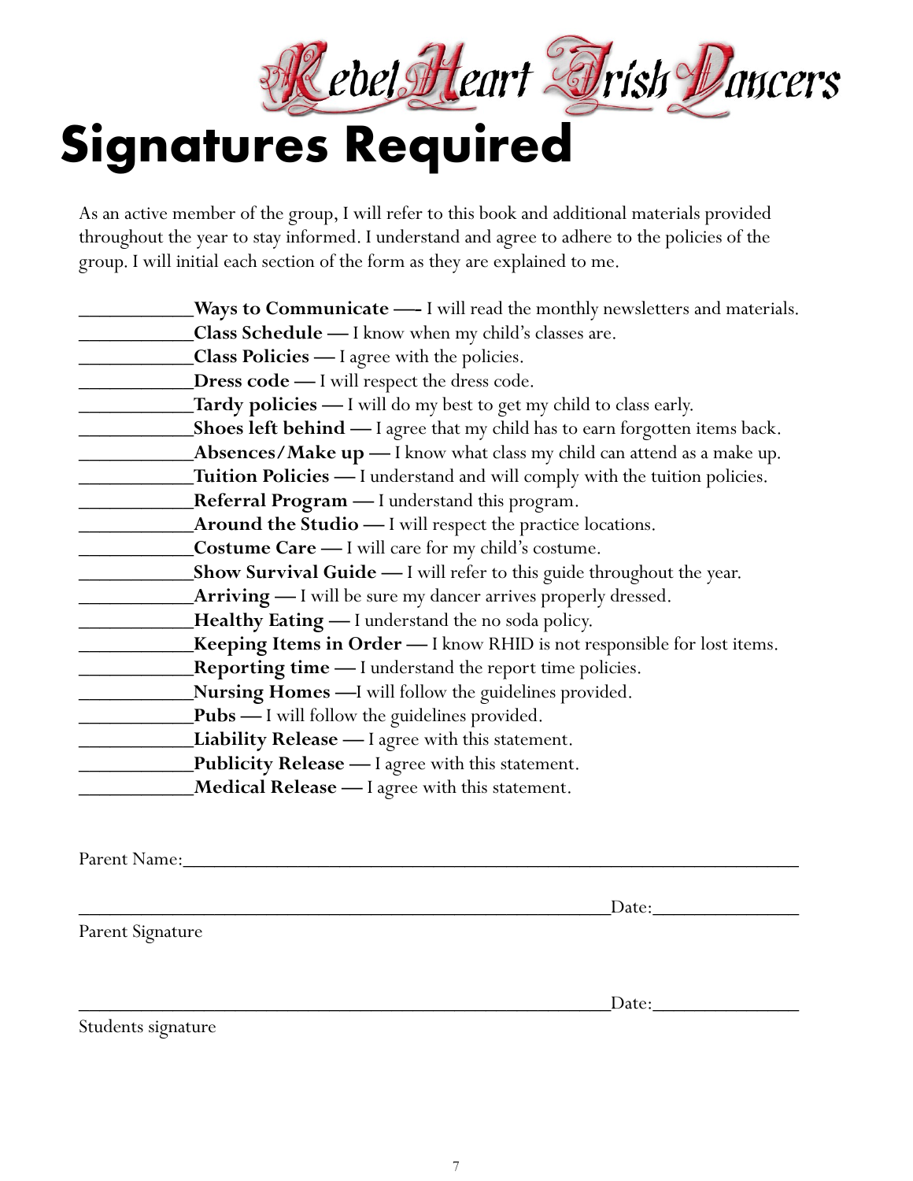Rebel Heart Irish Dancers

# Signatures Required

As an active member of the group, I will refer to this book and additional materials provided throughout the year to stay informed. I understand and agree to adhere to the policies of the group. I will initial each section of the form as they are explained to me.

___________**Ways to Communicate —-** I will read the monthly newsletters and materials.
___________**Class Schedule —** I know when my child's classes are.
___________**Class Policies —** I agree with the policies.
___________**Dress code —** I will respect the dress code.
___________**Tardy policies —** I will do my best to get my child to class early.
___________**Shoes left behind —** I agree that my child has to earn forgotten items back.
___________**Absences/Make up —** I know what class my child can attend as a make up.
___________**Tuition Policies —** I understand and will comply with the tuition policies.
___________**Referral Program —** I understand this program.
___________**Around the Studio —** I will respect the practice locations.
___________**Costume Care —** I will care for my child's costume.
___________**Show Survival Guide —** I will refer to this guide throughout the year.
___________**Arriving —** I will be sure my dancer arrives properly dressed.
___________**Healthy Eating —** I understand the no soda policy.
___________**Keeping Items in Order —** I know RHID is not responsible for lost items.
___________**Reporting time —** I understand the report time policies.
___________**Nursing Homes —**I will follow the guidelines provided.
___________**Pubs —** I will follow the guidelines provided.
___________**Liability Release —** I agree with this statement.
___________**Publicity Release —** I agree with this statement.
___________**Medical Release —** I agree with this statement.

Parent Name:_______________________________________________________________

_________________________________________________________Date:______________
Parent Signature

_________________________________________________________Date:______________
Students signature